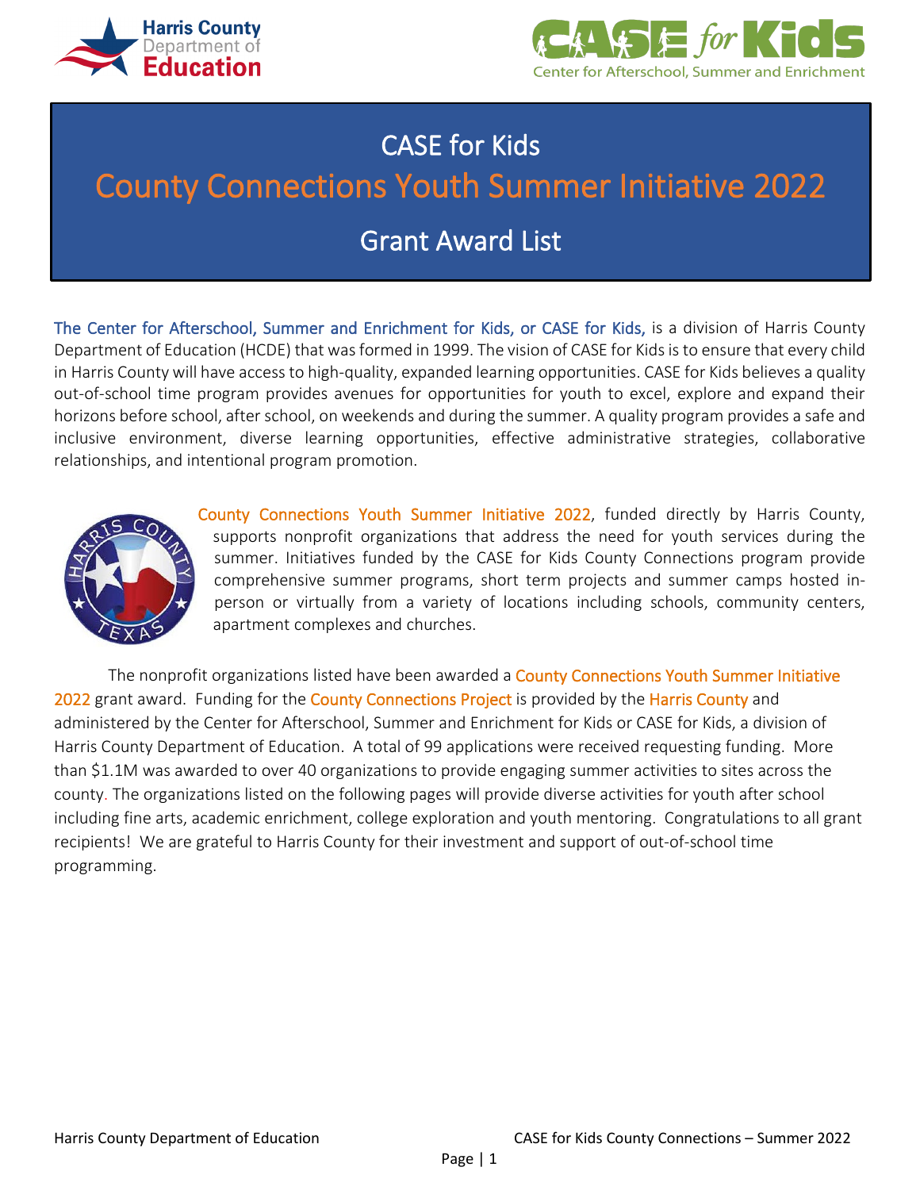# CASE for Kids

## County Connections Youth Summer Initiative 2022

## Grant Award List

The Center for Afterschool, Summer and Enrichment for Kids, or CASE for Kids, is a division of Harris County Department of Education (HCDE) that was formed in 1999. The vision of CASE for Kids is to ensure that every child in Harris County will have access to high-quality, expanded learning opportunities. CASE for Kids believes a quality out-of-school time program provides avenues for opportunities for youth to excel, explore and expand their horizons before school, after school, on weekends and during the summer. A quality program provides a safe and inclusive environment, diverse learning opportunities, effective administrative strategies, collaborative relationships, and intentional program promotion.

County Connections Youth Summer Initiative 2022, funded directly by Harris County, supports nonprofit organizations that address the need for youth services during the summer. Initiatives funded by the CASE for Kids County Connections program provide comprehensive summer programs, short term projects and summer camps hosted in-person or virtually from a variety of locations including schools, community centers, apartment complexes and churches.

The nonprofit organizations listed have been awarded a County Connections Youth Summer Initiative 2022 grant award. Funding for the County Connections Project is provided by the Harris County and administered by the Center for Afterschool, Summer and Enrichment for Kids or CASE for Kids, a division of Harris County Department of Education. A total of 99 applications were received requesting funding. More than $1.1M was awarded to over 40 organizations to provide engaging summer activities to sites across the county. The organizations listed on the following pages will provide diverse activities for youth after school including fine arts, academic enrichment, college exploration and youth mentoring. Congratulations to all grant recipients! We are grateful to Harris County for their investment and support of out-of-school time programming.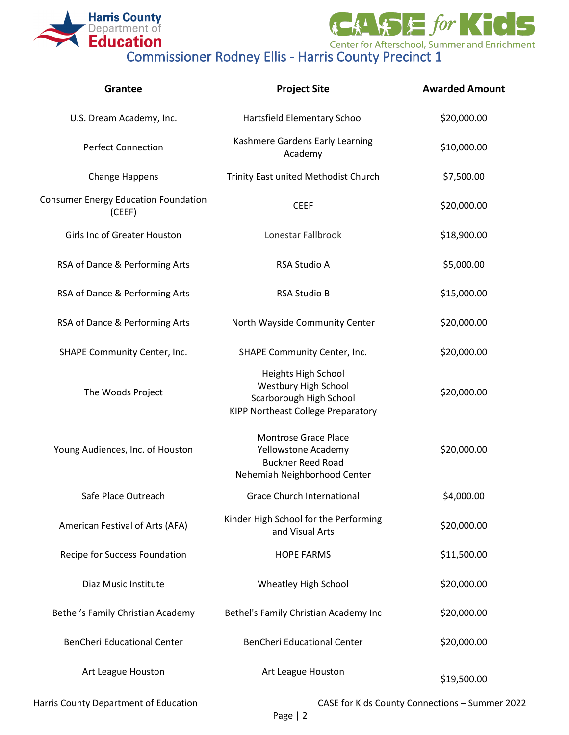# Commissioner Rodney Ellis - Harris County Precinct 1

| Grantee | Project Site | Awarded Amount |
|---|---|---|
| U.S. Dream Academy, Inc. | Hartsfield Elementary School | $20,000.00 |
| Perfect Connection | Kashmere Gardens Early Learning Academy | $10,000.00 |
| Change Happens | Trinity East united Methodist Church | $7,500.00 |
| Consumer Energy Education Foundation (CEEF) | CEEF | $20,000.00 |
| Girls Inc of Greater Houston | Lonestar Fallbrook | $18,900.00 |
| RSA of Dance & Performing Arts | RSA Studio A | $5,000.00 |
| RSA of Dance & Performing Arts | RSA Studio B | $15,000.00 |
| RSA of Dance & Performing Arts | North Wayside Community Center | $20,000.00 |
| SHAPE Community Center, Inc. | SHAPE Community Center, Inc. | $20,000.00 |
| The Woods Project | Heights High School<br>Westbury High School<br>Scarborough High School<br>KIPP Northeast College Preparatory | $20,000.00 |
| Young Audiences, Inc. of Houston | Montrose Grace Place<br>Yellowstone Academy<br>Buckner Reed Road<br>Nehemiah Neighborhood Center | $20,000.00 |
| Safe Place Outreach | Grace Church International | $4,000.00 |
| American Festival of Arts (AFA) | Kinder High School for the Performing and Visual Arts | $20,000.00 |
| Recipe for Success Foundation | HOPE FARMS | $11,500.00 |
| Diaz Music Institute | Wheatley High School | $20,000.00 |
| Bethel's Family Christian Academy | Bethel's Family Christian Academy Inc | $20,000.00 |
| BenCheri Educational Center | BenCheri Educational Center | $20,000.00 |
| Art League Houston | Art League Houston | $19,500.00 |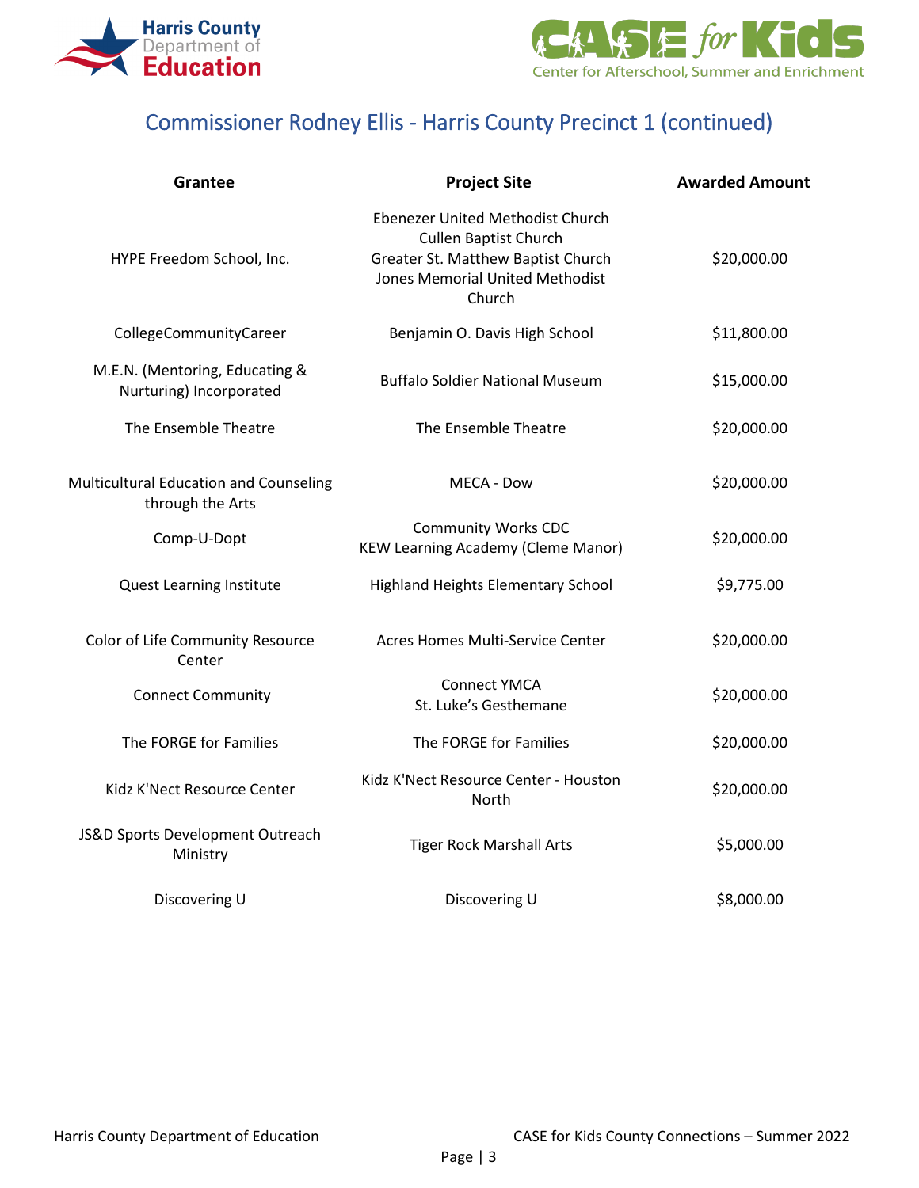## Commissioner Rodney Ellis - Harris County Precinct 1 (continued)

| Grantee | Project Site | Awarded Amount |
|---|---|---|
| HYPE Freedom School, Inc. | Ebenezer United Methodist Church<br>Cullen Baptist Church<br>Greater St. Matthew Baptist Church<br>Jones Memorial United Methodist Church | $20,000.00 |
| CollegeCommunityCareer | Benjamin O. Davis High School | $11,800.00 |
| M.E.N. (Mentoring, Educating & Nurturing) Incorporated | Buffalo Soldier National Museum | $15,000.00 |
| The Ensemble Theatre | The Ensemble Theatre | $20,000.00 |
| Multicultural Education and Counseling through the Arts | MECA - Dow | $20,000.00 |
| Comp-U-Dopt | Community Works CDC<br>KEW Learning Academy (Cleme Manor) | $20,000.00 |
| Quest Learning Institute | Highland Heights Elementary School | $9,775.00 |
| Color of Life Community Resource Center | Acres Homes Multi-Service Center | $20,000.00 |
| Connect Community | Connect YMCA<br>St. Luke's Gesthemane | $20,000.00 |
| The FORGE for Families | The FORGE for Families | $20,000.00 |
| Kidz K'Nect Resource Center | Kidz K'Nect Resource Center - Houston North | $20,000.00 |
| JS&D Sports Development Outreach Ministry | Tiger Rock Marshall Arts | $5,000.00 |
| Discovering U | Discovering U | $8,000.00 |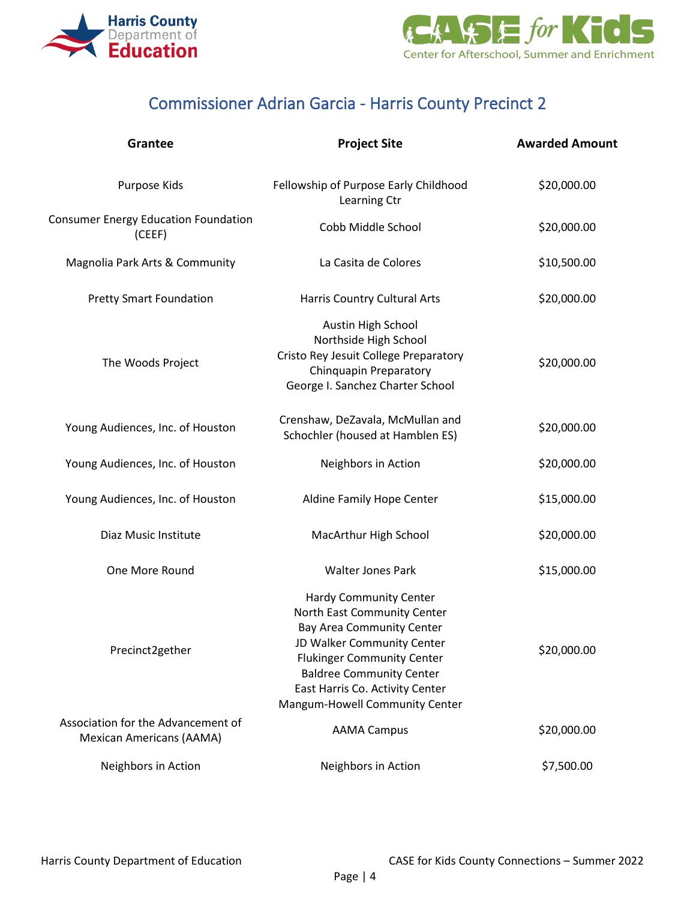## Commissioner Adrian Garcia - Harris County Precinct 2

| Grantee | Project Site | Awarded Amount |
|---|---|---|
| Purpose Kids | Fellowship of Purpose Early Childhood Learning Ctr | $20,000.00 |
| Consumer Energy Education Foundation (CEEF) | Cobb Middle School | $20,000.00 |
| Magnolia Park Arts & Community | La Casita de Colores | $10,500.00 |
| Pretty Smart Foundation | Harris Country Cultural Arts | $20,000.00 |
| The Woods Project | Austin High School<br>Northside High School<br>Cristo Rey Jesuit College Preparatory<br>Chinquapin Preparatory<br>George I. Sanchez Charter School | $20,000.00 |
| Young Audiences, Inc. of Houston | Crenshaw, DeZavala, McMullan and Schochler (housed at Hamblen ES) | $20,000.00 |
| Young Audiences, Inc. of Houston | Neighbors in Action | $20,000.00 |
| Young Audiences, Inc. of Houston | Aldine Family Hope Center | $15,000.00 |
| Diaz Music Institute | MacArthur High School | $20,000.00 |
| One More Round | Walter Jones Park | $15,000.00 |
| Precinct2gether | Hardy Community Center<br>North East Community Center<br>Bay Area Community Center<br>JD Walker Community Center<br>Flukinger Community Center<br>Baldree Community Center<br>East Harris Co. Activity Center<br>Mangum-Howell Community Center | $20,000.00 |
| Association for the Advancement of Mexican Americans (AAMA) | AAMA Campus | $20,000.00 |
| Neighbors in Action | Neighbors in Action | $7,500.00 |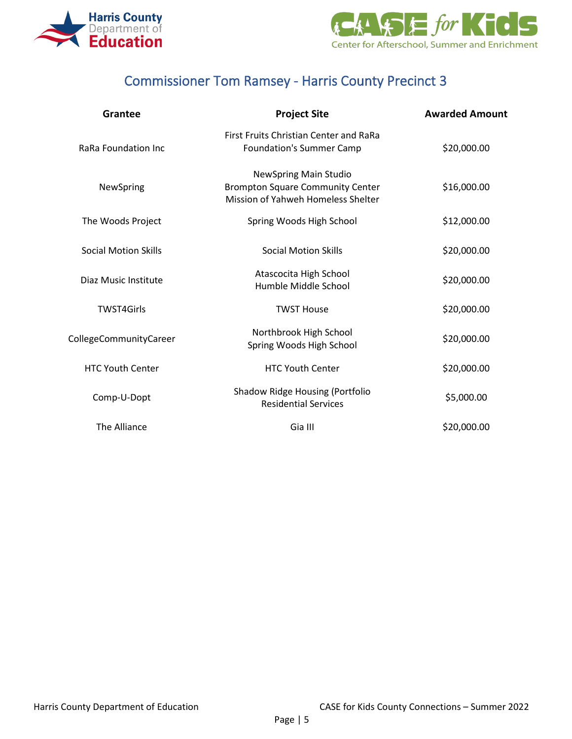## Commissioner Tom Ramsey - Harris County Precinct 3

| Grantee | Project Site | Awarded Amount |
|---|---|---|
| RaRa Foundation Inc | First Fruits Christian Center and RaRa Foundation's Summer Camp | $20,000.00 |
| NewSpring | NewSpring Main Studio<br>Brompton Square Community Center<br>Mission of Yahweh Homeless Shelter | $16,000.00 |
| The Woods Project | Spring Woods High School | $12,000.00 |
| Social Motion Skills | Social Motion Skills | $20,000.00 |
| Diaz Music Institute | Atascocita High School<br>Humble Middle School | $20,000.00 |
| TWST4Girls | TWST House | $20,000.00 |
| CollegeCommunityCareer | Northbrook High School<br>Spring Woods High School | $20,000.00 |
| HTC Youth Center | HTC Youth Center | $20,000.00 |
| Comp-U-Dopt | Shadow Ridge Housing (Portfolio Residential Services | $5,000.00 |
| The Alliance | Gia III | $20,000.00 |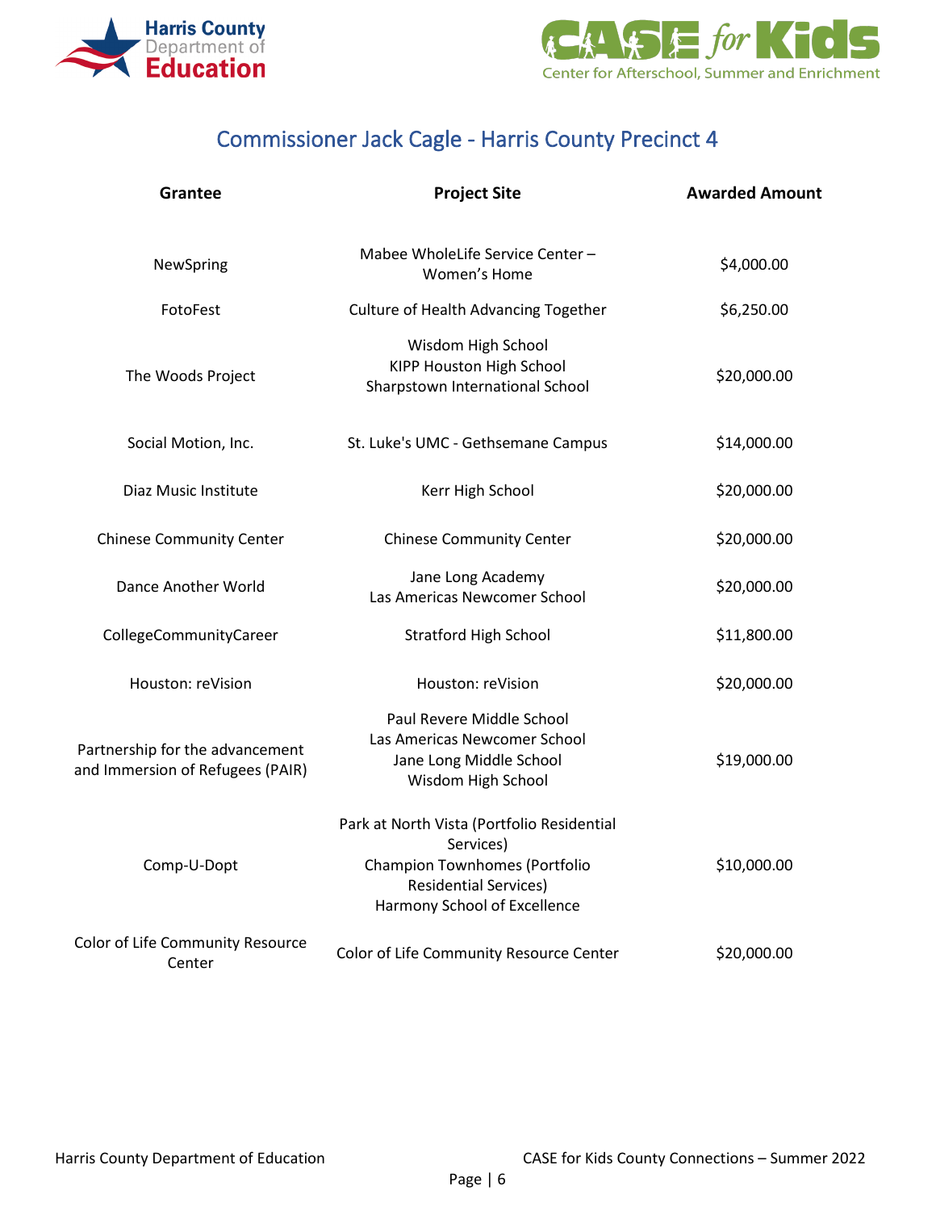## Commissioner Jack Cagle - Harris County Precinct 4

| Grantee | Project Site | Awarded Amount |
|---|---|---|
| NewSpring | Mabee WholeLife Service Center – Women's Home | $4,000.00 |
| FotoFest | Culture of Health Advancing Together | $6,250.00 |
| The Woods Project | Wisdom High School<br>KIPP Houston High School<br>Sharpstown International School | $20,000.00 |
| Social Motion, Inc. | St. Luke's UMC - Gethsemane Campus | $14,000.00 |
| Diaz Music Institute | Kerr High School | $20,000.00 |
| Chinese Community Center | Chinese Community Center | $20,000.00 |
| Dance Another World | Jane Long Academy<br>Las Americas Newcomer School | $20,000.00 |
| CollegeCommunityCareer | Stratford High School | $11,800.00 |
| Houston: reVision | Houston: reVision | $20,000.00 |
| Partnership for the advancement and Immersion of Refugees (PAIR) | Paul Revere Middle School<br>Las Americas Newcomer School<br>Jane Long Middle School<br>Wisdom High School | $19,000.00 |
| Comp-U-Dopt | Park at North Vista (Portfolio Residential Services)<br>Champion Townhomes (Portfolio Residential Services)<br>Harmony School of Excellence | $10,000.00 |
| Color of Life Community Resource Center | Color of Life Community Resource Center | $20,000.00 |